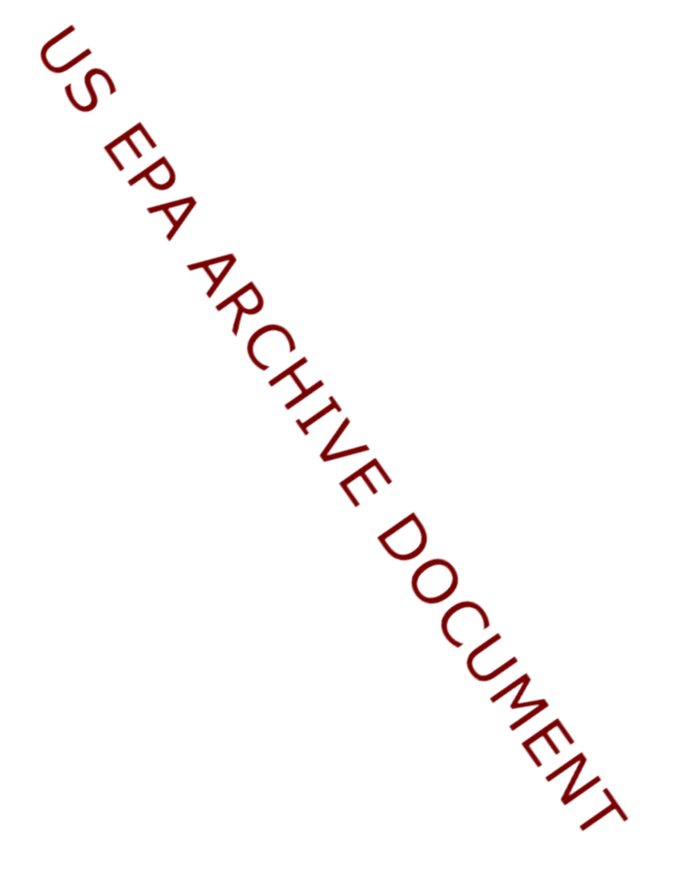US EPA ARCHIVE DOCUMENT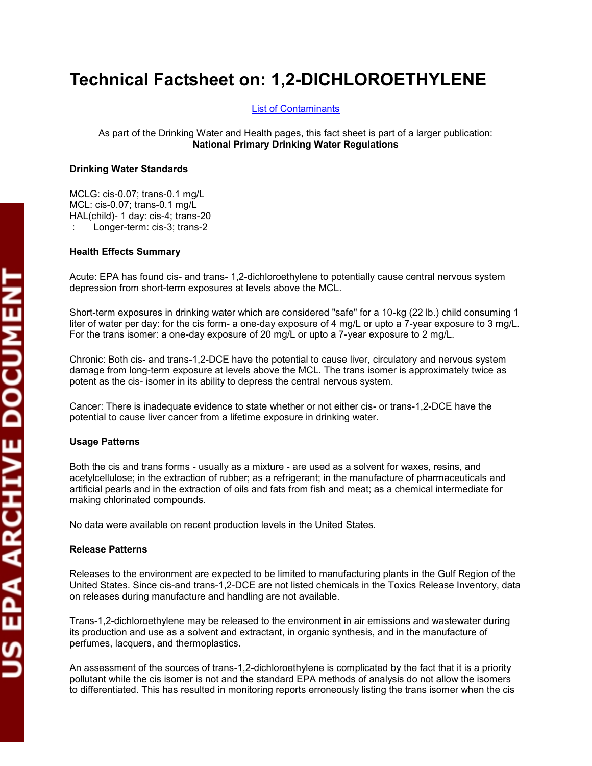# Technical Factsheet on: 1,2-DICHLOROETHYLENE

List of Contaminants

As part of the Drinking Water and Health pages, this fact sheet is part of a larger publication: **National Primary Drinking Water Regulations**

**Drinking Water Standards**

MCLG: cis-0.07; trans-0.1 mg/L
MCL: cis-0.07; trans-0.1 mg/L
HAL(child)- 1 day: cis-4; trans-20
 : Longer-term: cis-3; trans-2

**Health Effects Summary**

Acute: EPA has found cis- and trans- 1,2-dichloroethylene to potentially cause central nervous system depression from short-term exposures at levels above the MCL.

Short-term exposures in drinking water which are considered "safe" for a 10-kg (22 lb.) child consuming 1 liter of water per day: for the cis form- a one-day exposure of 4 mg/L or upto a 7-year exposure to 3 mg/L. For the trans isomer: a one-day exposure of 20 mg/L or upto a 7-year exposure to 2 mg/L.

Chronic: Both cis- and trans-1,2-DCE have the potential to cause liver, circulatory and nervous system damage from long-term exposure at levels above the MCL. The trans isomer is approximately twice as potent as the cis- isomer in its ability to depress the central nervous system.

Cancer: There is inadequate evidence to state whether or not either cis- or trans-1,2-DCE have the potential to cause liver cancer from a lifetime exposure in drinking water.

**Usage Patterns**

Both the cis and trans forms - usually as a mixture - are used as a solvent for waxes, resins, and acetylcellulose; in the extraction of rubber; as a refrigerant; in the manufacture of pharmaceuticals and artificial pearls and in the extraction of oils and fats from fish and meat; as a chemical intermediate for making chlorinated compounds.

No data were available on recent production levels in the United States.

**Release Patterns**

Releases to the environment are expected to be limited to manufacturing plants in the Gulf Region of the United States. Since cis-and trans-1,2-DCE are not listed chemicals in the Toxics Release Inventory, data on releases during manufacture and handling are not available.

Trans-1,2-dichloroethylene may be released to the environment in air emissions and wastewater during its production and use as a solvent and extractant, in organic synthesis, and in the manufacture of perfumes, lacquers, and thermoplastics.

An assessment of the sources of trans-1,2-dichloroethylene is complicated by the fact that it is a priority pollutant while the cis isomer is not and the standard EPA methods of analysis do not allow the isomers to differentiated. This has resulted in monitoring reports erroneously listing the trans isomer when the cis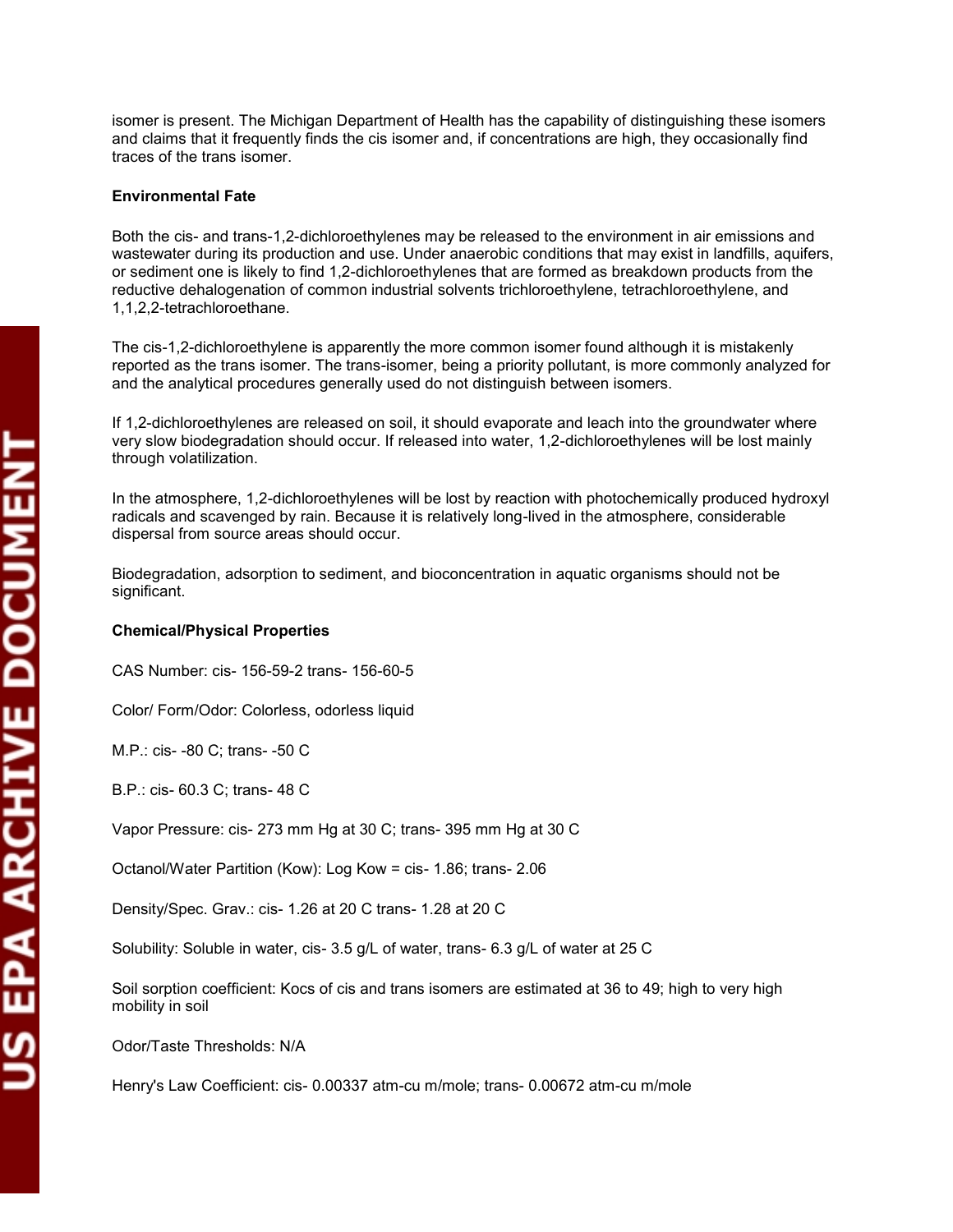isomer is present. The Michigan Department of Health has the capability of distinguishing these isomers and claims that it frequently finds the cis isomer and, if concentrations are high, they occasionally find traces of the trans isomer.

**Environmental Fate**

Both the cis- and trans-1,2-dichloroethylenes may be released to the environment in air emissions and wastewater during its production and use. Under anaerobic conditions that may exist in landfills, aquifers, or sediment one is likely to find 1,2-dichloroethylenes that are formed as breakdown products from the reductive dehalogenation of common industrial solvents trichloroethylene, tetrachloroethylene, and 1,1,2,2-tetrachloroethane.

The cis-1,2-dichloroethylene is apparently the more common isomer found although it is mistakenly reported as the trans isomer. The trans-isomer, being a priority pollutant, is more commonly analyzed for and the analytical procedures generally used do not distinguish between isomers.

If 1,2-dichloroethylenes are released on soil, it should evaporate and leach into the groundwater where very slow biodegradation should occur. If released into water, 1,2-dichloroethylenes will be lost mainly through volatilization.

In the atmosphere, 1,2-dichloroethylenes will be lost by reaction with photochemically produced hydroxyl radicals and scavenged by rain. Because it is relatively long-lived in the atmosphere, considerable dispersal from source areas should occur.

Biodegradation, adsorption to sediment, and bioconcentration in aquatic organisms should not be significant.

**Chemical/Physical Properties**

CAS Number: cis- 156-59-2 trans- 156-60-5

Color/ Form/Odor: Colorless, odorless liquid

M.P.: cis- -80 C; trans- -50 C

B.P.: cis- 60.3 C; trans- 48 C

Vapor Pressure: cis- 273 mm Hg at 30 C; trans- 395 mm Hg at 30 C

Octanol/Water Partition (Kow): Log Kow = cis- 1.86; trans- 2.06

Density/Spec. Grav.: cis- 1.26 at 20 C trans- 1.28 at 20 C

Solubility: Soluble in water, cis- 3.5 g/L of water, trans- 6.3 g/L of water at 25 C

Soil sorption coefficient: Kocs of cis and trans isomers are estimated at 36 to 49; high to very high mobility in soil

Odor/Taste Thresholds: N/A

Henry's Law Coefficient: cis- 0.00337 atm-cu m/mole; trans- 0.00672 atm-cu m/mole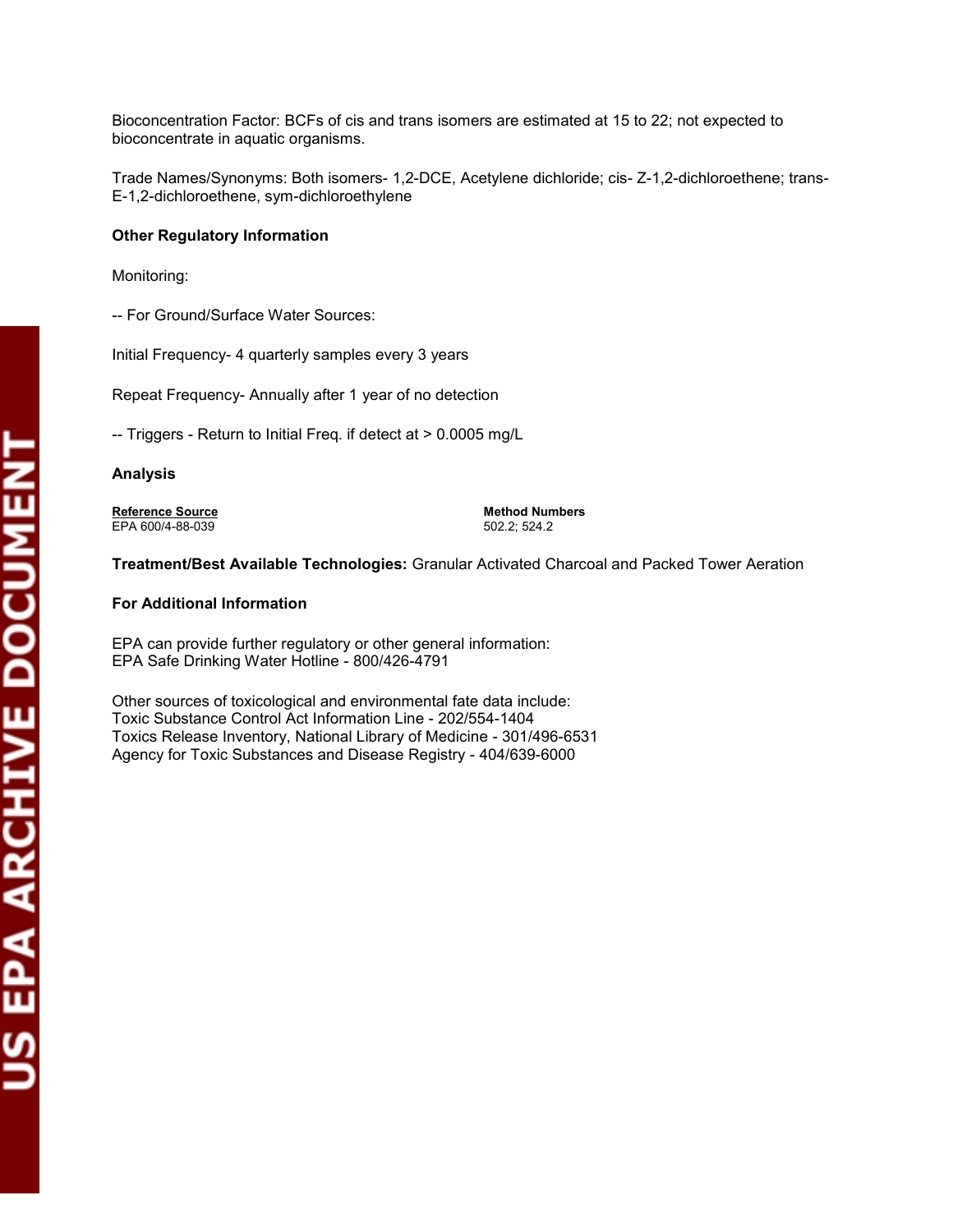Bioconcentration Factor: BCFs of cis and trans isomers are estimated at 15 to 22; not expected to bioconcentrate in aquatic organisms.

Trade Names/Synonyms: Both isomers- 1,2-DCE, Acetylene dichloride; cis- Z-1,2-dichloroethene; trans-E-1,2-dichloroethene, sym-dichloroethylene

**Other Regulatory Information**

Monitoring:

-- For Ground/Surface Water Sources:

Initial Frequency- 4 quarterly samples every 3 years

Repeat Frequency- Annually after 1 year of no detection

-- Triggers - Return to Initial Freq. if detect at > 0.0005 mg/L

**Analysis**

| Reference Source | Method Numbers |
|---|---|
| EPA 600/4-88-039 | 502.2; 524.2 |

**Treatment/Best Available Technologies:** Granular Activated Charcoal and Packed Tower Aeration

**For Additional Information**

EPA can provide further regulatory or other general information:
EPA Safe Drinking Water Hotline - 800/426-4791

Other sources of toxicological and environmental fate data include:
Toxic Substance Control Act Information Line - 202/554-1404
Toxics Release Inventory, National Library of Medicine - 301/496-6531
Agency for Toxic Substances and Disease Registry - 404/639-6000